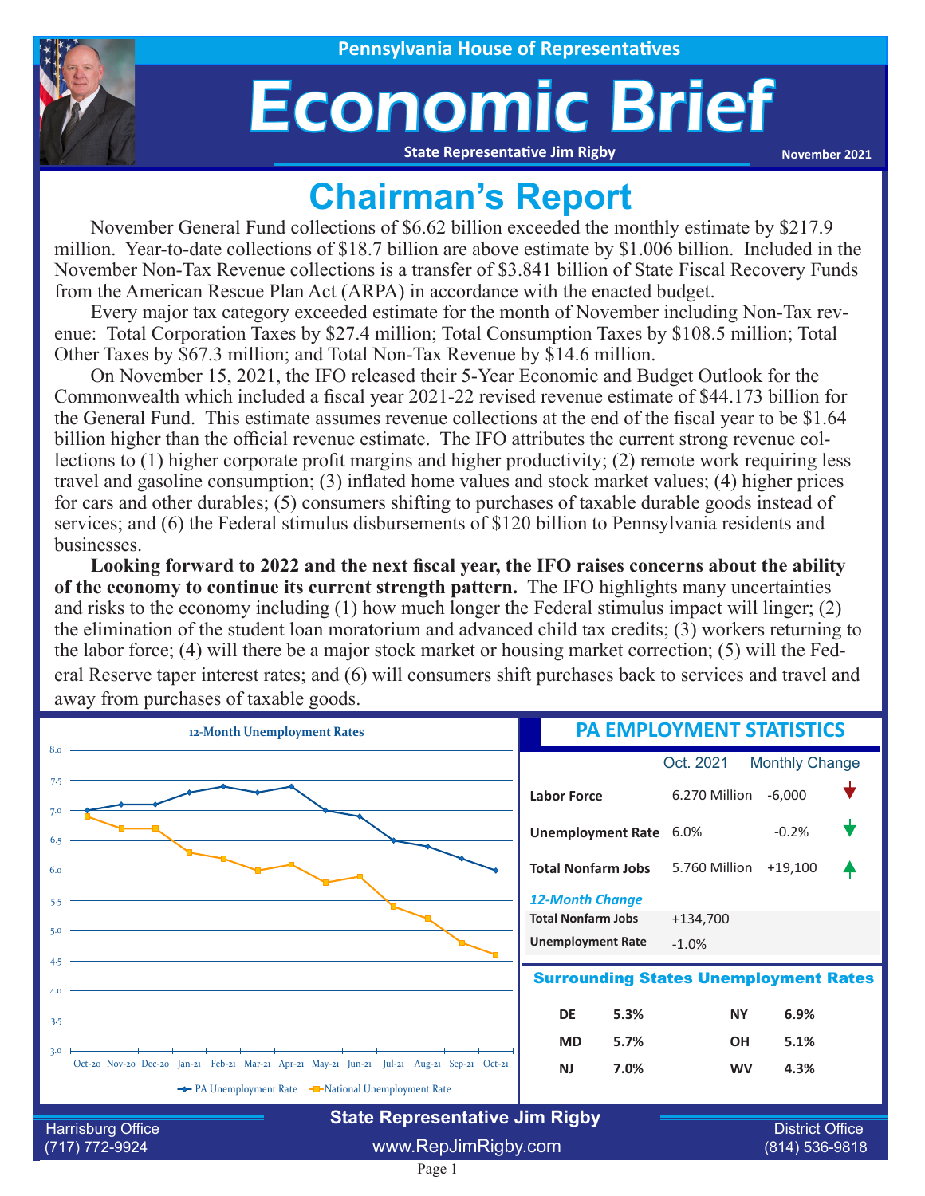Pennsylvania House of Representatives

# Economic Brief

State Representative Jim Rigby

November 2021

## Chairman's Report

November General Fund collections of $6.62 billion exceeded the monthly estimate by $217.9 million. Year-to-date collections of $18.7 billion are above estimate by $1.006 billion. Included in the November Non-Tax Revenue collections is a transfer of $3.841 billion of State Fiscal Recovery Funds from the American Rescue Plan Act (ARPA) in accordance with the enacted budget.

Every major tax category exceeded estimate for the month of November including Non-Tax revenue: Total Corporation Taxes by $27.4 million; Total Consumption Taxes by $108.5 million; Total Other Taxes by $67.3 million; and Total Non-Tax Revenue by $14.6 million.

On November 15, 2021, the IFO released their 5-Year Economic and Budget Outlook for the Commonwealth which included a fiscal year 2021-22 revised revenue estimate of $44.173 billion for the General Fund. This estimate assumes revenue collections at the end of the fiscal year to be $1.64 billion higher than the official revenue estimate. The IFO attributes the current strong revenue collections to (1) higher corporate profit margins and higher productivity; (2) remote work requiring less travel and gasoline consumption; (3) inflated home values and stock market values; (4) higher prices for cars and other durables; (5) consumers shifting to purchases of taxable durable goods instead of services; and (6) the Federal stimulus disbursements of $120 billion to Pennsylvania residents and businesses.

**Looking forward to 2022 and the next fiscal year, the IFO raises concerns about the ability of the economy to continue its current strength pattern.** The IFO highlights many uncertainties and risks to the economy including (1) how much longer the Federal stimulus impact will linger; (2) the elimination of the student loan moratorium and advanced child tax credits; (3) workers returning to the labor force; (4) will there be a major stock market or housing market correction; (5) will the Federal Reserve taper interest rates; and (6) will consumers shift purchases back to services and travel and away from purchases of taxable goods.

### 12-Month Unemployment Rates

| Month | PA Unemployment Rate | National Unemployment Rate |
|---|---|---|
| Oct-20 | 7.0 | 6.9 |
| Nov-20 | 7.1 | 6.7 |
| Dec-20 | 7.1 | 6.7 |
| Jan-21 | 7.3 | 6.3 |
| Feb-21 | 7.4 | 6.2 |
| Mar-21 | 7.3 | 6.0 |
| Apr-21 | 7.4 | 6.1 |
| May-21 | 7.0 | 5.8 |
| Jun-21 | 6.9 | 5.9 |
| Jul-21 | 6.5 | 5.4 |
| Aug-21 | 6.4 | 5.2 |
| Sep-21 | 6.2 | 4.8 |
| Oct-21 | 6.0 | 4.6 |

### PA EMPLOYMENT STATISTICS

| | Oct. 2021 | Monthly Change |
|---|---|---|
| Labor Force | 6.270 Million | -6,000 |
| Unemployment Rate | 6.0% | -0.2% |
| Total Nonfarm Jobs | 5.760 Million | +19,100 |

*12-Month Change*

| | |
|---|---|
| Total Nonfarm Jobs | +134,700 |
| Unemployment Rate | -1.0% |

### Surrounding States Unemployment Rates

| State | Rate | State | Rate |
|---|---|---|---|
| DE | 5.3% | NY | 6.9% |
| MD | 5.7% | OH | 5.1% |
| NJ | 7.0% | WV | 4.3% |

State Representative Jim Rigby

Harrisburg Office (717) 772-9924

www.RepJimRigby.com

District Office (814) 536-9818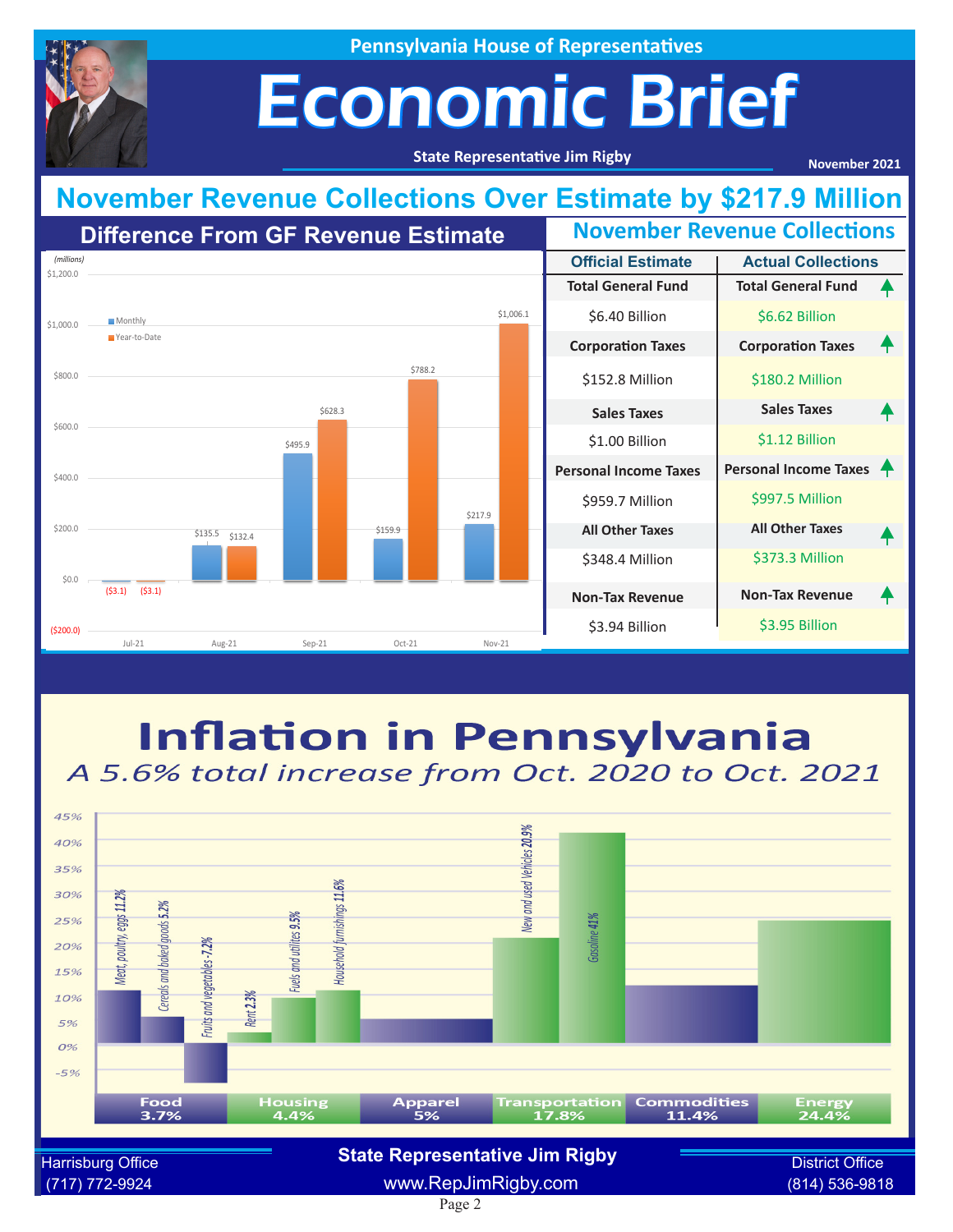Pennsylvania House of Representatives

# Economic Brief

State Representative Jim Rigby

November 2021

## November Revenue Collections Over Estimate by $217.9 Million

### Difference From GF Revenue Estimate

(millions)

$1,200.0
$1,000.0
$800.0
$600.0
$400.0
$200.0
$0.0
($200.0)

Monthly
Year-to-Date

($3.1) ($3.1)
$135.5 $132.4
$495.9 $628.3
$159.9 $788.2
$217.9 $1,006.1

Jul-21 Aug-21 Sep-21 Oct-21 Nov-21

### November Revenue Collections

| Official Estimate | Actual Collections |
|---|---|
| **Total General Fund** | **Total General Fund** |
| $6.40 Billion | $6.62 Billion |
| **Corporation Taxes** | **Corporation Taxes** |
| $152.8 Million | $180.2 Million |
| **Sales Taxes** | **Sales Taxes** |
| $1.00 Billion | $1.12 Billion |
| **Personal Income Taxes** | **Personal Income Taxes** |
| $959.7 Million | $997.5 Million |
| **All Other Taxes** | **All Other Taxes** |
| $348.4 Million | $373.3 Million |
| **Non-Tax Revenue** | **Non-Tax Revenue** |
| $3.94 Billion | $3.95 Billion |

# Inflation in Pennsylvania

*A 5.6% total increase from Oct. 2020 to Oct. 2021*

45%
40%
35%
30%
25%
20%
15%
10%
5%
0%
-5%

Meat, poultry, eggs 11.2%
Cereals and baked goods 5.2%
Fruits and vegetables -7.2%
Rent 2.3%
Fuels and utilities 9.5%
Household furnishings 11.6%
New and used Vehicles 20.9%
Gasoline 41%

Food 3.7%
Housing 4.4%
Apparel 5%
Transportation 17.8%
Commodities 11.4%
Energy 24.4%

Harrisburg Office
(717) 772-9924

State Representative Jim Rigby
www.RepJimRigby.com

District Office
(814) 536-9818